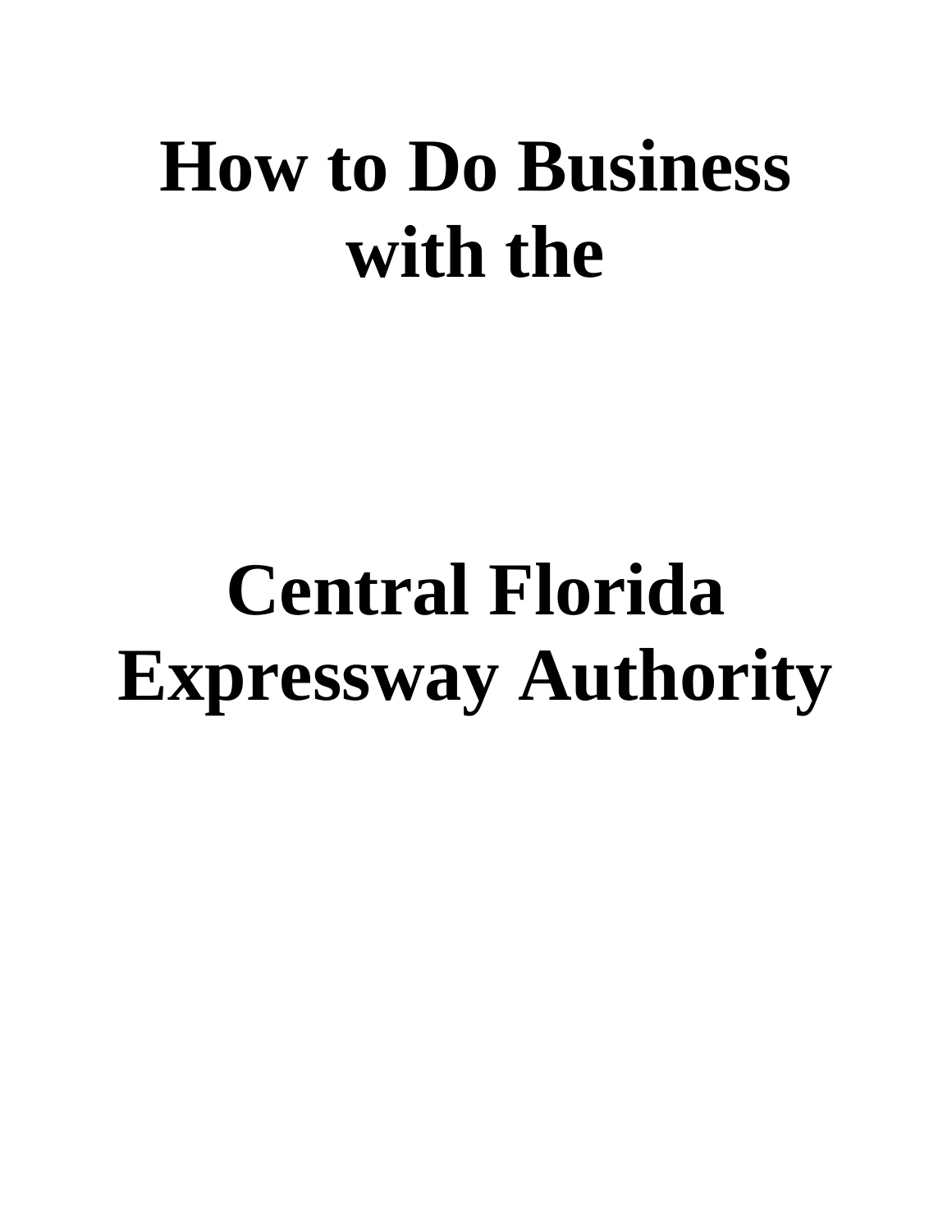# How to Do Business with the

# Central Florida Expressway Authority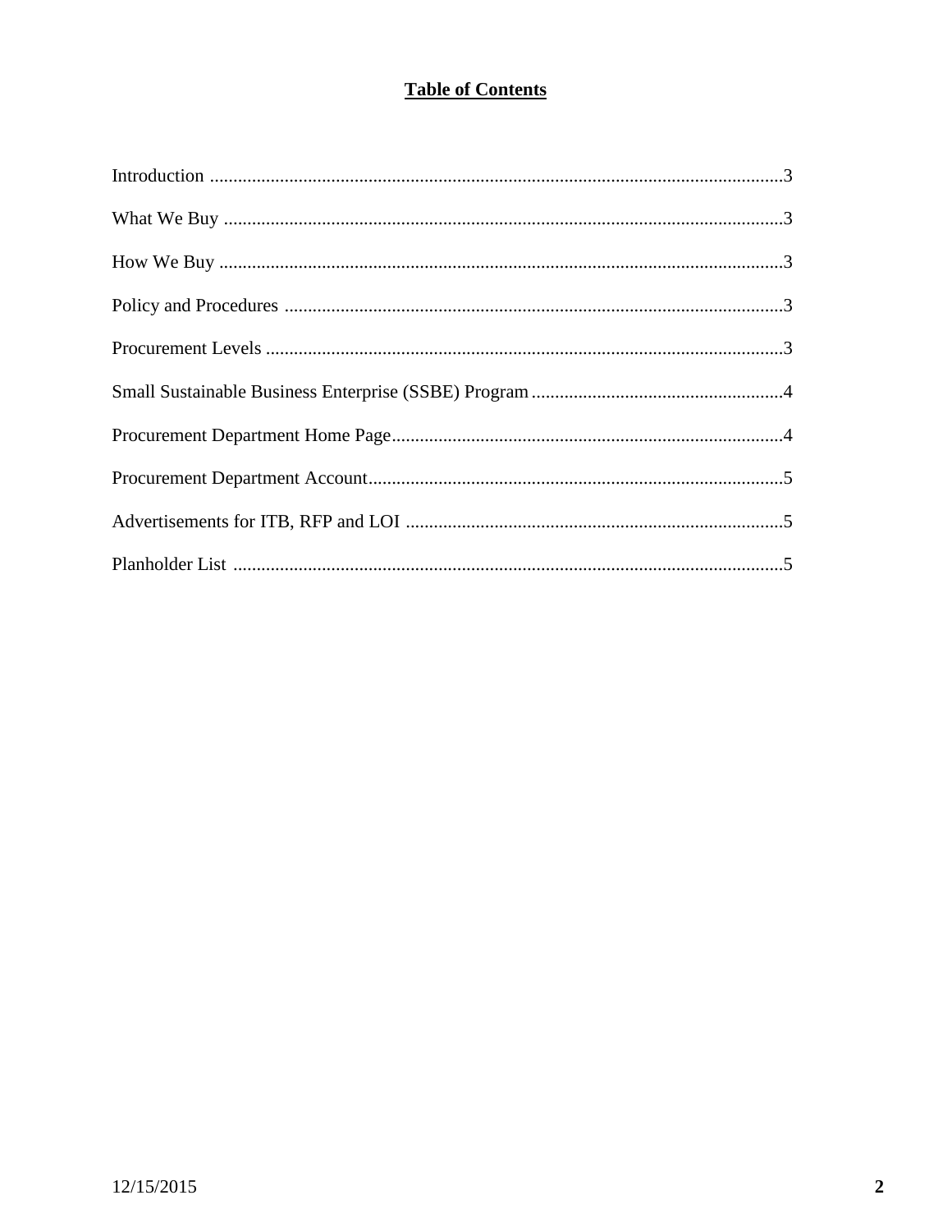# Table of Contents

| | |
|---|---|
| Introduction | 3 |
| What We Buy | 3 |
| How We Buy | 3 |
| Policy and Procedures | 3 |
| Procurement Levels | 3 |
| Small Sustainable Business Enterprise (SSBE) Program | 4 |
| Procurement Department Home Page | 4 |
| Procurement Department Account | 5 |
| Advertisements for ITB, RFP and LOI | 5 |
| Planholder List | 5 |

12/15/2015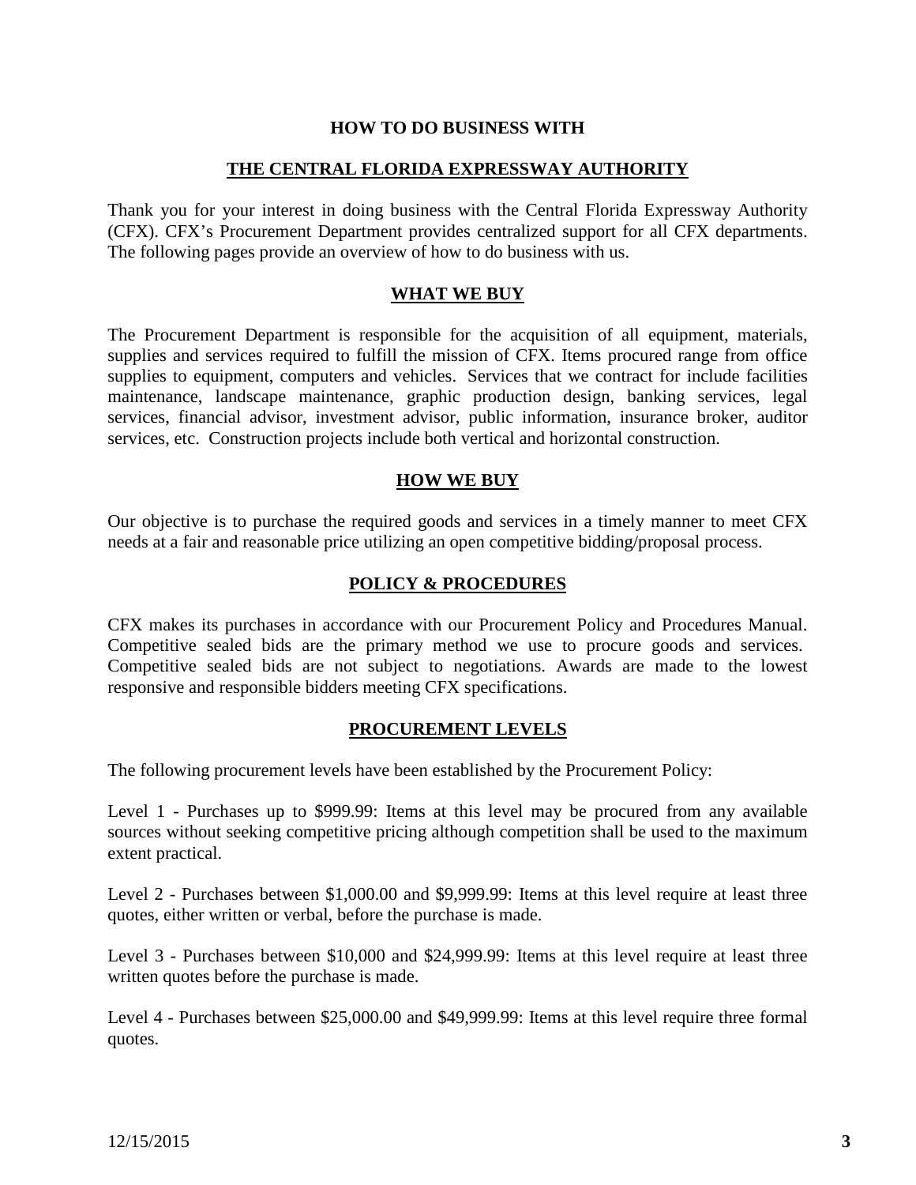## HOW TO DO BUSINESS WITH

## THE CENTRAL FLORIDA EXPRESSWAY AUTHORITY

Thank you for your interest in doing business with the Central Florida Expressway Authority (CFX). CFX's Procurement Department provides centralized support for all CFX departments. The following pages provide an overview of how to do business with us.

### WHAT WE BUY

The Procurement Department is responsible for the acquisition of all equipment, materials, supplies and services required to fulfill the mission of CFX. Items procured range from office supplies to equipment, computers and vehicles. Services that we contract for include facilities maintenance, landscape maintenance, graphic production design, banking services, legal services, financial advisor, investment advisor, public information, insurance broker, auditor services, etc. Construction projects include both vertical and horizontal construction.

### HOW WE BUY

Our objective is to purchase the required goods and services in a timely manner to meet CFX needs at a fair and reasonable price utilizing an open competitive bidding/proposal process.

### POLICY & PROCEDURES

CFX makes its purchases in accordance with our Procurement Policy and Procedures Manual. Competitive sealed bids are the primary method we use to procure goods and services. Competitive sealed bids are not subject to negotiations. Awards are made to the lowest responsive and responsible bidders meeting CFX specifications.

### PROCUREMENT LEVELS

The following procurement levels have been established by the Procurement Policy:

Level 1 - Purchases up to $999.99: Items at this level may be procured from any available sources without seeking competitive pricing although competition shall be used to the maximum extent practical.

Level 2 - Purchases between $1,000.00 and $9,999.99: Items at this level require at least three quotes, either written or verbal, before the purchase is made.

Level 3 - Purchases between $10,000 and $24,999.99: Items at this level require at least three written quotes before the purchase is made.

Level 4 - Purchases between $25,000.00 and $49,999.99: Items at this level require three formal quotes.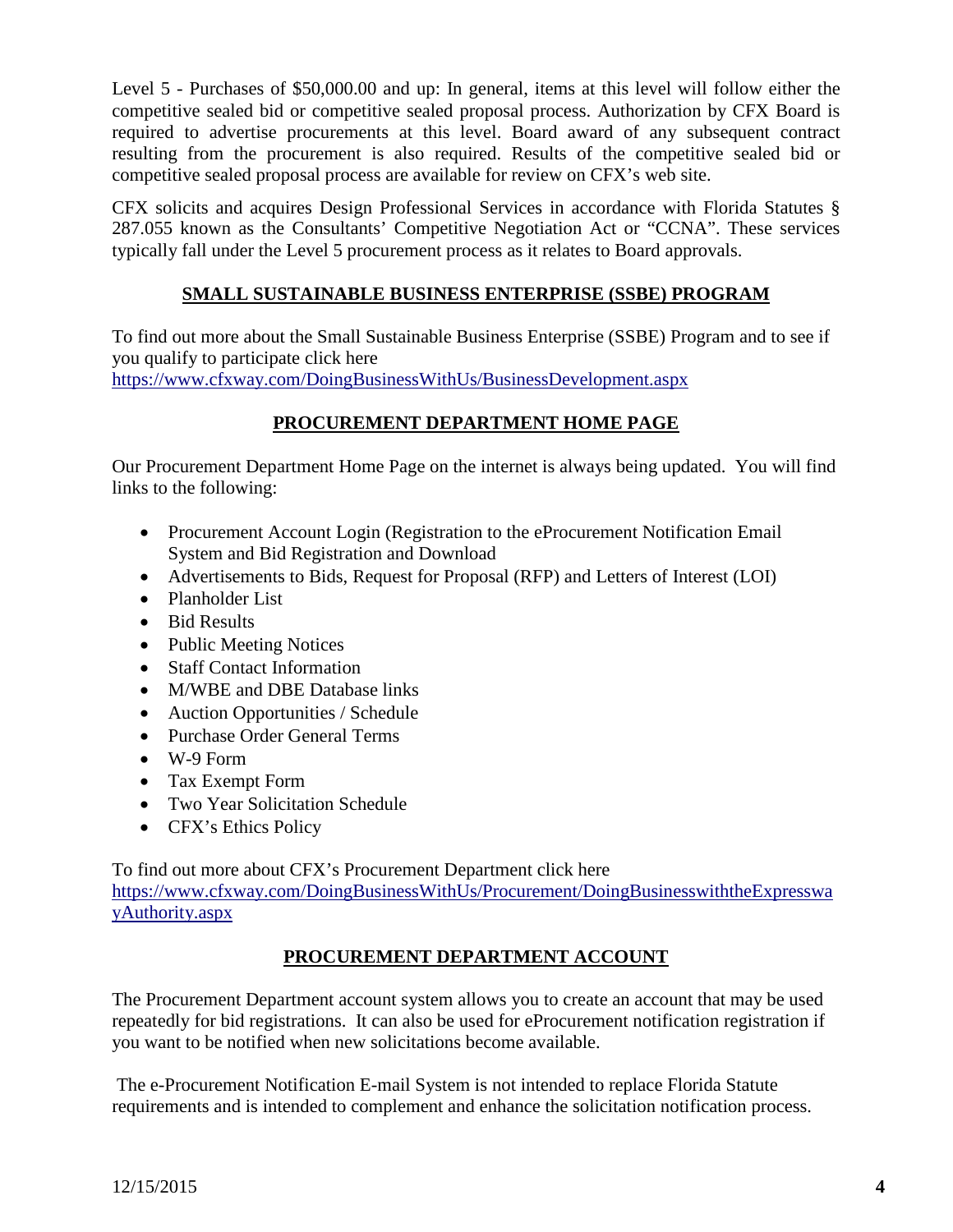Level 5 - Purchases of $50,000.00 and up: In general, items at this level will follow either the competitive sealed bid or competitive sealed proposal process. Authorization by CFX Board is required to advertise procurements at this level. Board award of any subsequent contract resulting from the procurement is also required. Results of the competitive sealed bid or competitive sealed proposal process are available for review on CFX's web site.

CFX solicits and acquires Design Professional Services in accordance with Florida Statutes § 287.055 known as the Consultants' Competitive Negotiation Act or "CCNA". These services typically fall under the Level 5 procurement process as it relates to Board approvals.

## SMALL SUSTAINABLE BUSINESS ENTERPRISE (SSBE) PROGRAM

To find out more about the Small Sustainable Business Enterprise (SSBE) Program and to see if you qualify to participate click here
https://www.cfxway.com/DoingBusinessWithUs/BusinessDevelopment.aspx

## PROCUREMENT DEPARTMENT HOME PAGE

Our Procurement Department Home Page on the internet is always being updated. You will find links to the following:

- Procurement Account Login (Registration to the eProcurement Notification Email System and Bid Registration and Download
- Advertisements to Bids, Request for Proposal (RFP) and Letters of Interest (LOI)
- Planholder List
- Bid Results
- Public Meeting Notices
- Staff Contact Information
- M/WBE and DBE Database links
- Auction Opportunities / Schedule
- Purchase Order General Terms
- W-9 Form
- Tax Exempt Form
- Two Year Solicitation Schedule
- CFX's Ethics Policy

To find out more about CFX's Procurement Department click here
https://www.cfxway.com/DoingBusinessWithUs/Procurement/DoingBusinesswiththeExpresswayAuthority.aspx

## PROCUREMENT DEPARTMENT ACCOUNT

The Procurement Department account system allows you to create an account that may be used repeatedly for bid registrations. It can also be used for eProcurement notification registration if you want to be notified when new solicitations become available.

The e-Procurement Notification E-mail System is not intended to replace Florida Statute requirements and is intended to complement and enhance the solicitation notification process.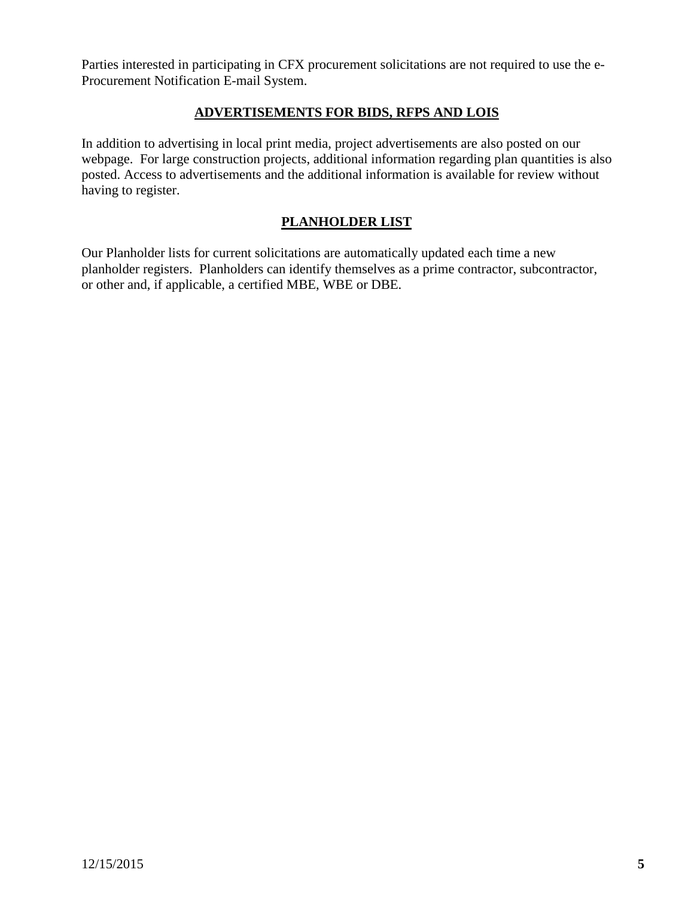Parties interested in participating in CFX procurement solicitations are not required to use the e-Procurement Notification E-mail System.

## ADVERTISEMENTS FOR BIDS, RFPS AND LOIS

In addition to advertising in local print media, project advertisements are also posted on our webpage. For large construction projects, additional information regarding plan quantities is also posted. Access to advertisements and the additional information is available for review without having to register.

## PLANHOLDER LIST

Our Planholder lists for current solicitations are automatically updated each time a new planholder registers. Planholders can identify themselves as a prime contractor, subcontractor, or other and, if applicable, a certified MBE, WBE or DBE.